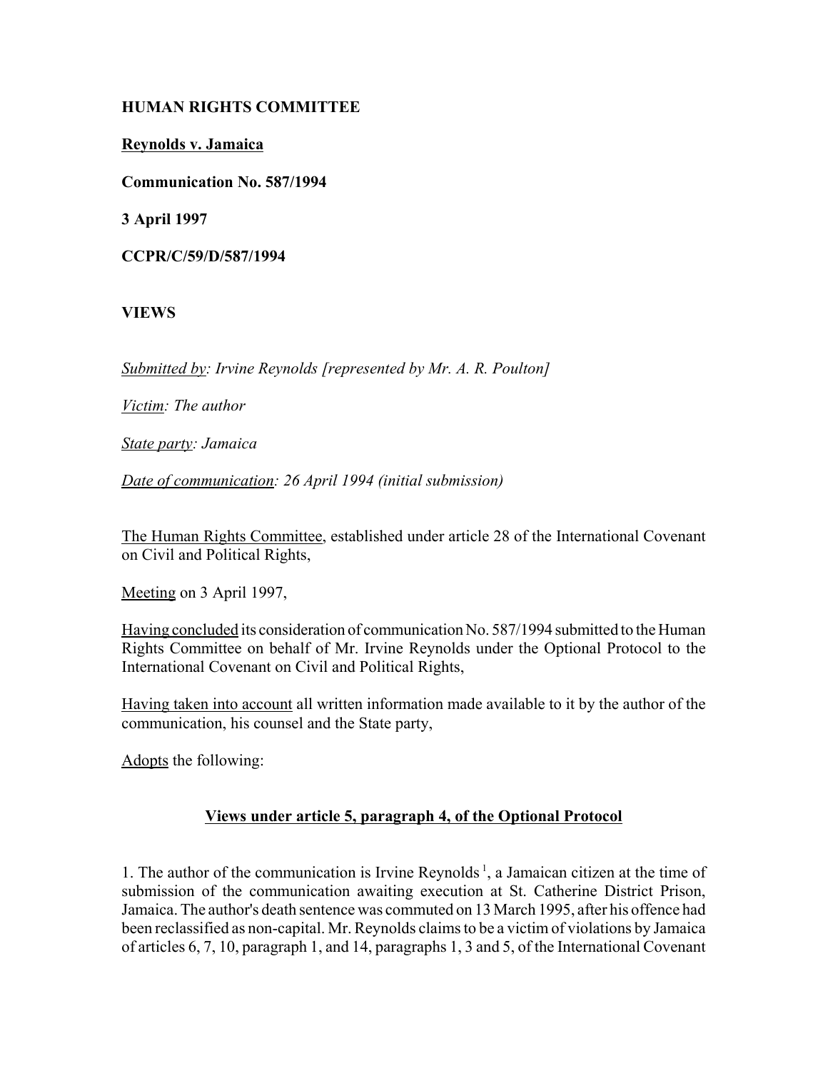**HUMAN RIGHTS COMMITTEE**

**Reynolds v. Jamaica**

**Communication No. 587/1994**

**3 April 1997**

**CCPR/C/59/D/587/1994**

**VIEWS**

*Submitted by: Irvine Reynolds [represented by Mr. A. R. Poulton]*

*Victim: The author*

*State party: Jamaica*

*Date of communication: 26 April 1994 (initial submission)*

The Human Rights Committee, established under article 28 of the International Covenant on Civil and Political Rights,

Meeting on 3 April 1997,

Having concluded its consideration of communication No. 587/1994 submitted to the Human Rights Committee on behalf of Mr. Irvine Reynolds under the Optional Protocol to the International Covenant on Civil and Political Rights,

Having taken into account all written information made available to it by the author of the communication, his counsel and the State party,

Adopts the following:

**Views under article 5, paragraph 4, of the Optional Protocol**

1. The author of the communication is Irvine Reynolds[1], a Jamaican citizen at the time of submission of the communication awaiting execution at St. Catherine District Prison, Jamaica. The author's death sentence was commuted on 13 March 1995, after his offence had been reclassified as non-capital. Mr. Reynolds claims to be a victim of violations by Jamaica of articles 6, 7, 10, paragraph 1, and 14, paragraphs 1, 3 and 5, of the International Covenant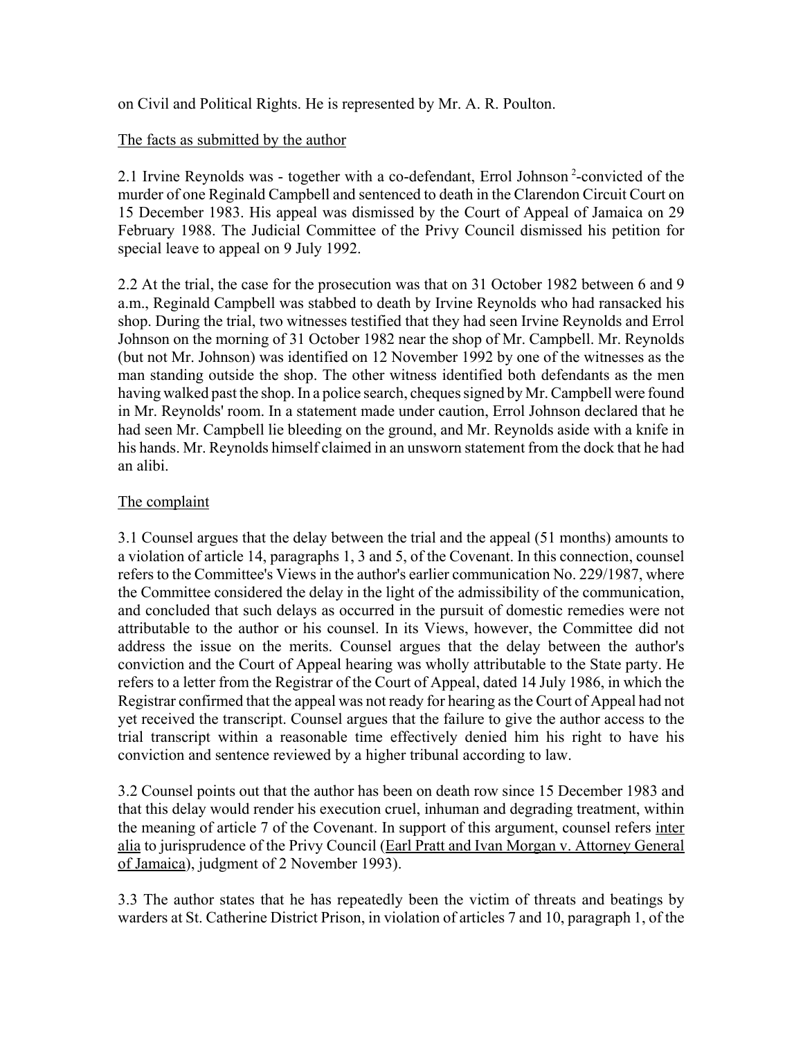on Civil and Political Rights. He is represented by Mr. A. R. Poulton.

The facts as submitted by the author

2.1 Irvine Reynolds was - together with a co-defendant, Errol Johnson [2]-convicted of the murder of one Reginald Campbell and sentenced to death in the Clarendon Circuit Court on 15 December 1983. His appeal was dismissed by the Court of Appeal of Jamaica on 29 February 1988. The Judicial Committee of the Privy Council dismissed his petition for special leave to appeal on 9 July 1992.

2.2 At the trial, the case for the prosecution was that on 31 October 1982 between 6 and 9 a.m., Reginald Campbell was stabbed to death by Irvine Reynolds who had ransacked his shop. During the trial, two witnesses testified that they had seen Irvine Reynolds and Errol Johnson on the morning of 31 October 1982 near the shop of Mr. Campbell. Mr. Reynolds (but not Mr. Johnson) was identified on 12 November 1992 by one of the witnesses as the man standing outside the shop. The other witness identified both defendants as the men having walked past the shop. In a police search, cheques signed by Mr. Campbell were found in Mr. Reynolds' room. In a statement made under caution, Errol Johnson declared that he had seen Mr. Campbell lie bleeding on the ground, and Mr. Reynolds aside with a knife in his hands. Mr. Reynolds himself claimed in an unsworn statement from the dock that he had an alibi.

The complaint

3.1 Counsel argues that the delay between the trial and the appeal (51 months) amounts to a violation of article 14, paragraphs 1, 3 and 5, of the Covenant. In this connection, counsel refers to the Committee's Views in the author's earlier communication No. 229/1987, where the Committee considered the delay in the light of the admissibility of the communication, and concluded that such delays as occurred in the pursuit of domestic remedies were not attributable to the author or his counsel. In its Views, however, the Committee did not address the issue on the merits. Counsel argues that the delay between the author's conviction and the Court of Appeal hearing was wholly attributable to the State party. He refers to a letter from the Registrar of the Court of Appeal, dated 14 July 1986, in which the Registrar confirmed that the appeal was not ready for hearing as the Court of Appeal had not yet received the transcript. Counsel argues that the failure to give the author access to the trial transcript within a reasonable time effectively denied him his right to have his conviction and sentence reviewed by a higher tribunal according to law.

3.2 Counsel points out that the author has been on death row since 15 December 1983 and that this delay would render his execution cruel, inhuman and degrading treatment, within the meaning of article 7 of the Covenant. In support of this argument, counsel refers inter alia to jurisprudence of the Privy Council (Earl Pratt and Ivan Morgan v. Attorney General of Jamaica), judgment of 2 November 1993).

3.3 The author states that he has repeatedly been the victim of threats and beatings by warders at St. Catherine District Prison, in violation of articles 7 and 10, paragraph 1, of the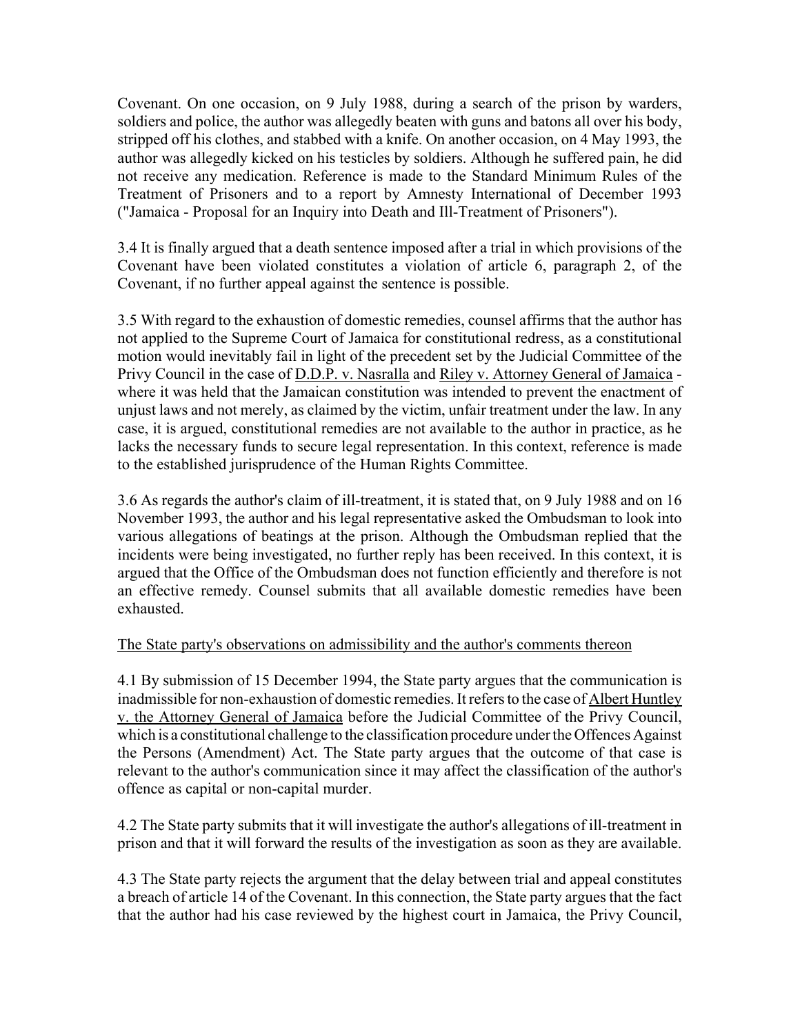Covenant. On one occasion, on 9 July 1988, during a search of the prison by warders, soldiers and police, the author was allegedly beaten with guns and batons all over his body, stripped off his clothes, and stabbed with a knife. On another occasion, on 4 May 1993, the author was allegedly kicked on his testicles by soldiers. Although he suffered pain, he did not receive any medication. Reference is made to the Standard Minimum Rules of the Treatment of Prisoners and to a report by Amnesty International of December 1993 ("Jamaica - Proposal for an Inquiry into Death and Ill-Treatment of Prisoners").

3.4 It is finally argued that a death sentence imposed after a trial in which provisions of the Covenant have been violated constitutes a violation of article 6, paragraph 2, of the Covenant, if no further appeal against the sentence is possible.

3.5 With regard to the exhaustion of domestic remedies, counsel affirms that the author has not applied to the Supreme Court of Jamaica for constitutional redress, as a constitutional motion would inevitably fail in light of the precedent set by the Judicial Committee of the Privy Council in the case of D.D.P. v. Nasralla and Riley v. Attorney General of Jamaica - where it was held that the Jamaican constitution was intended to prevent the enactment of unjust laws and not merely, as claimed by the victim, unfair treatment under the law. In any case, it is argued, constitutional remedies are not available to the author in practice, as he lacks the necessary funds to secure legal representation. In this context, reference is made to the established jurisprudence of the Human Rights Committee.

3.6 As regards the author's claim of ill-treatment, it is stated that, on 9 July 1988 and on 16 November 1993, the author and his legal representative asked the Ombudsman to look into various allegations of beatings at the prison. Although the Ombudsman replied that the incidents were being investigated, no further reply has been received. In this context, it is argued that the Office of the Ombudsman does not function efficiently and therefore is not an effective remedy. Counsel submits that all available domestic remedies have been exhausted.

The State party's observations on admissibility and the author's comments thereon

4.1 By submission of 15 December 1994, the State party argues that the communication is inadmissible for non-exhaustion of domestic remedies. It refers to the case of Albert Huntley v. the Attorney General of Jamaica before the Judicial Committee of the Privy Council, which is a constitutional challenge to the classification procedure under the Offences Against the Persons (Amendment) Act. The State party argues that the outcome of that case is relevant to the author's communication since it may affect the classification of the author's offence as capital or non-capital murder.

4.2 The State party submits that it will investigate the author's allegations of ill-treatment in prison and that it will forward the results of the investigation as soon as they are available.

4.3 The State party rejects the argument that the delay between trial and appeal constitutes a breach of article 14 of the Covenant. In this connection, the State party argues that the fact that the author had his case reviewed by the highest court in Jamaica, the Privy Council,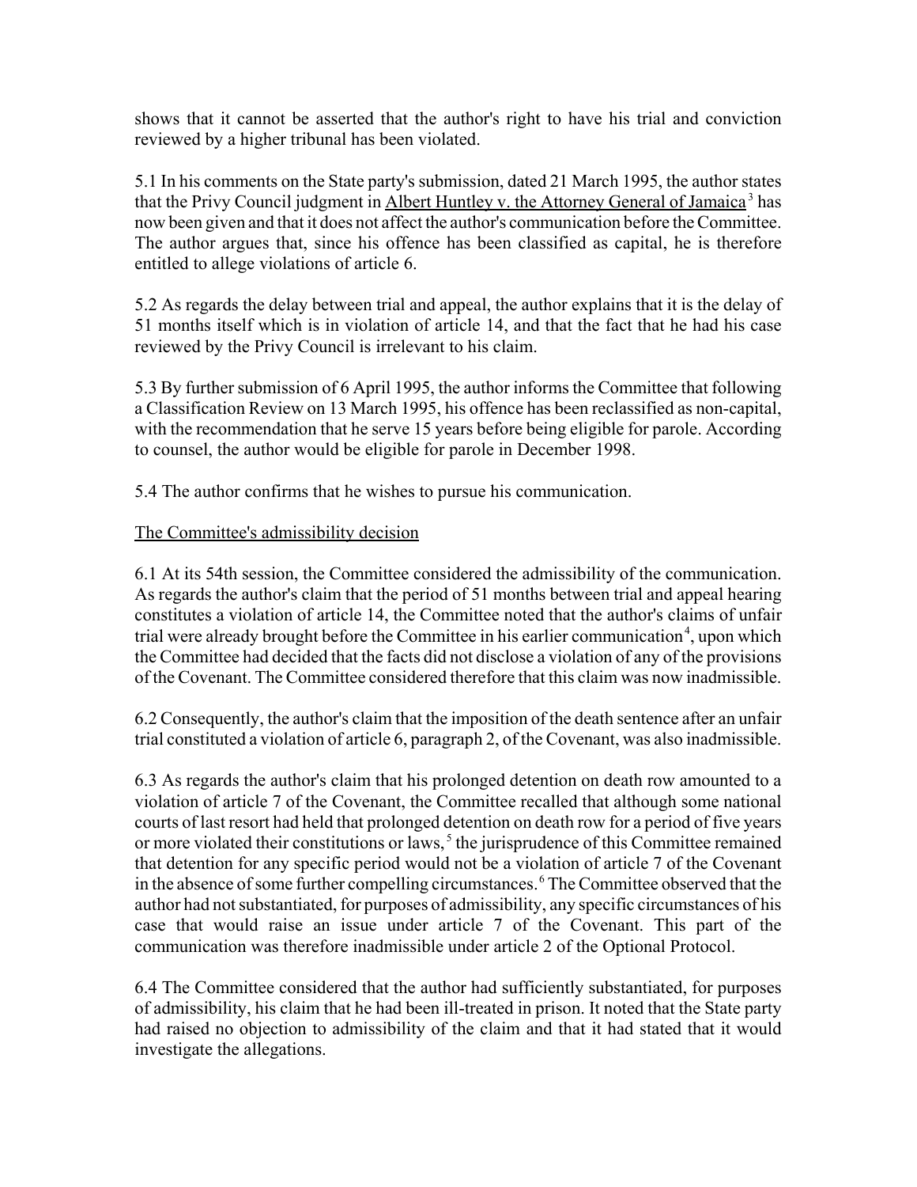shows that it cannot be asserted that the author's right to have his trial and conviction reviewed by a higher tribunal has been violated.

5.1 In his comments on the State party's submission, dated 21 March 1995, the author states that the Privy Council judgment in Albert Huntley v. the Attorney General of Jamaica[3] has now been given and that it does not affect the author's communication before the Committee. The author argues that, since his offence has been classified as capital, he is therefore entitled to allege violations of article 6.

5.2 As regards the delay between trial and appeal, the author explains that it is the delay of 51 months itself which is in violation of article 14, and that the fact that he had his case reviewed by the Privy Council is irrelevant to his claim.

5.3 By further submission of 6 April 1995, the author informs the Committee that following a Classification Review on 13 March 1995, his offence has been reclassified as non-capital, with the recommendation that he serve 15 years before being eligible for parole. According to counsel, the author would be eligible for parole in December 1998.

5.4 The author confirms that he wishes to pursue his communication.

## The Committee's admissibility decision

6.1 At its 54th session, the Committee considered the admissibility of the communication. As regards the author's claim that the period of 51 months between trial and appeal hearing constitutes a violation of article 14, the Committee noted that the author's claims of unfair trial were already brought before the Committee in his earlier communication[4], upon which the Committee had decided that the facts did not disclose a violation of any of the provisions of the Covenant. The Committee considered therefore that this claim was now inadmissible.

6.2 Consequently, the author's claim that the imposition of the death sentence after an unfair trial constituted a violation of article 6, paragraph 2, of the Covenant, was also inadmissible.

6.3 As regards the author's claim that his prolonged detention on death row amounted to a violation of article 7 of the Covenant, the Committee recalled that although some national courts of last resort had held that prolonged detention on death row for a period of five years or more violated their constitutions or laws,[5] the jurisprudence of this Committee remained that detention for any specific period would not be a violation of article 7 of the Covenant in the absence of some further compelling circumstances.[6] The Committee observed that the author had not substantiated, for purposes of admissibility, any specific circumstances of his case that would raise an issue under article 7 of the Covenant. This part of the communication was therefore inadmissible under article 2 of the Optional Protocol.

6.4 The Committee considered that the author had sufficiently substantiated, for purposes of admissibility, his claim that he had been ill-treated in prison. It noted that the State party had raised no objection to admissibility of the claim and that it had stated that it would investigate the allegations.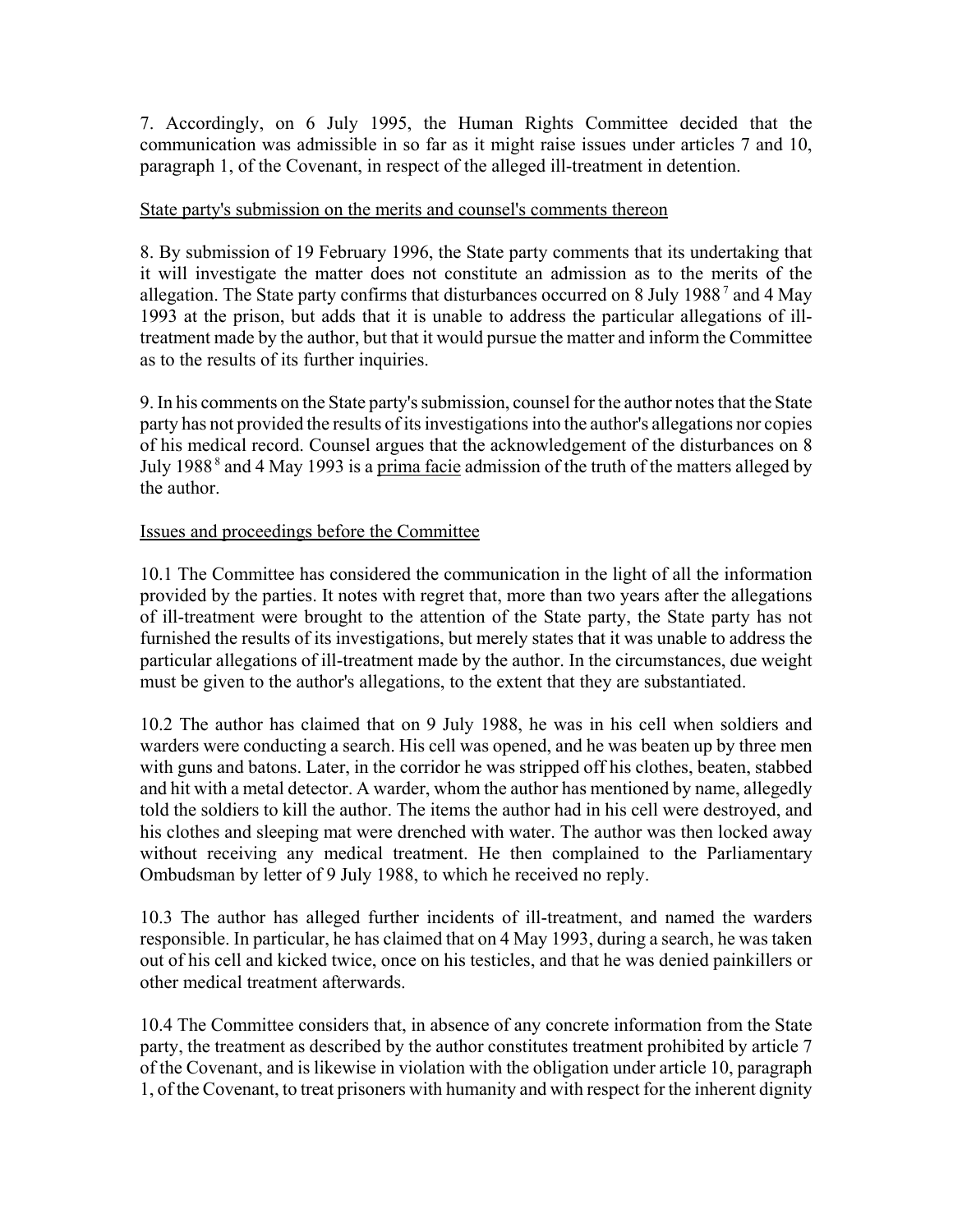7. Accordingly, on 6 July 1995, the Human Rights Committee decided that the communication was admissible in so far as it might raise issues under articles 7 and 10, paragraph 1, of the Covenant, in respect of the alleged ill-treatment in detention.

State party's submission on the merits and counsel's comments thereon

8. By submission of 19 February 1996, the State party comments that its undertaking that it will investigate the matter does not constitute an admission as to the merits of the allegation. The State party confirms that disturbances occurred on 8 July 1988 [7] and 4 May 1993 at the prison, but adds that it is unable to address the particular allegations of ill-treatment made by the author, but that it would pursue the matter and inform the Committee as to the results of its further inquiries.

9. In his comments on the State party's submission, counsel for the author notes that the State party has not provided the results of its investigations into the author's allegations nor copies of his medical record. Counsel argues that the acknowledgement of the disturbances on 8 July 1988 [8] and 4 May 1993 is a prima facie admission of the truth of the matters alleged by the author.

Issues and proceedings before the Committee

10.1 The Committee has considered the communication in the light of all the information provided by the parties. It notes with regret that, more than two years after the allegations of ill-treatment were brought to the attention of the State party, the State party has not furnished the results of its investigations, but merely states that it was unable to address the particular allegations of ill-treatment made by the author. In the circumstances, due weight must be given to the author's allegations, to the extent that they are substantiated.

10.2 The author has claimed that on 9 July 1988, he was in his cell when soldiers and warders were conducting a search. His cell was opened, and he was beaten up by three men with guns and batons. Later, in the corridor he was stripped off his clothes, beaten, stabbed and hit with a metal detector. A warder, whom the author has mentioned by name, allegedly told the soldiers to kill the author. The items the author had in his cell were destroyed, and his clothes and sleeping mat were drenched with water. The author was then locked away without receiving any medical treatment. He then complained to the Parliamentary Ombudsman by letter of 9 July 1988, to which he received no reply.

10.3 The author has alleged further incidents of ill-treatment, and named the warders responsible. In particular, he has claimed that on 4 May 1993, during a search, he was taken out of his cell and kicked twice, once on his testicles, and that he was denied painkillers or other medical treatment afterwards.

10.4 The Committee considers that, in absence of any concrete information from the State party, the treatment as described by the author constitutes treatment prohibited by article 7 of the Covenant, and is likewise in violation with the obligation under article 10, paragraph 1, of the Covenant, to treat prisoners with humanity and with respect for the inherent dignity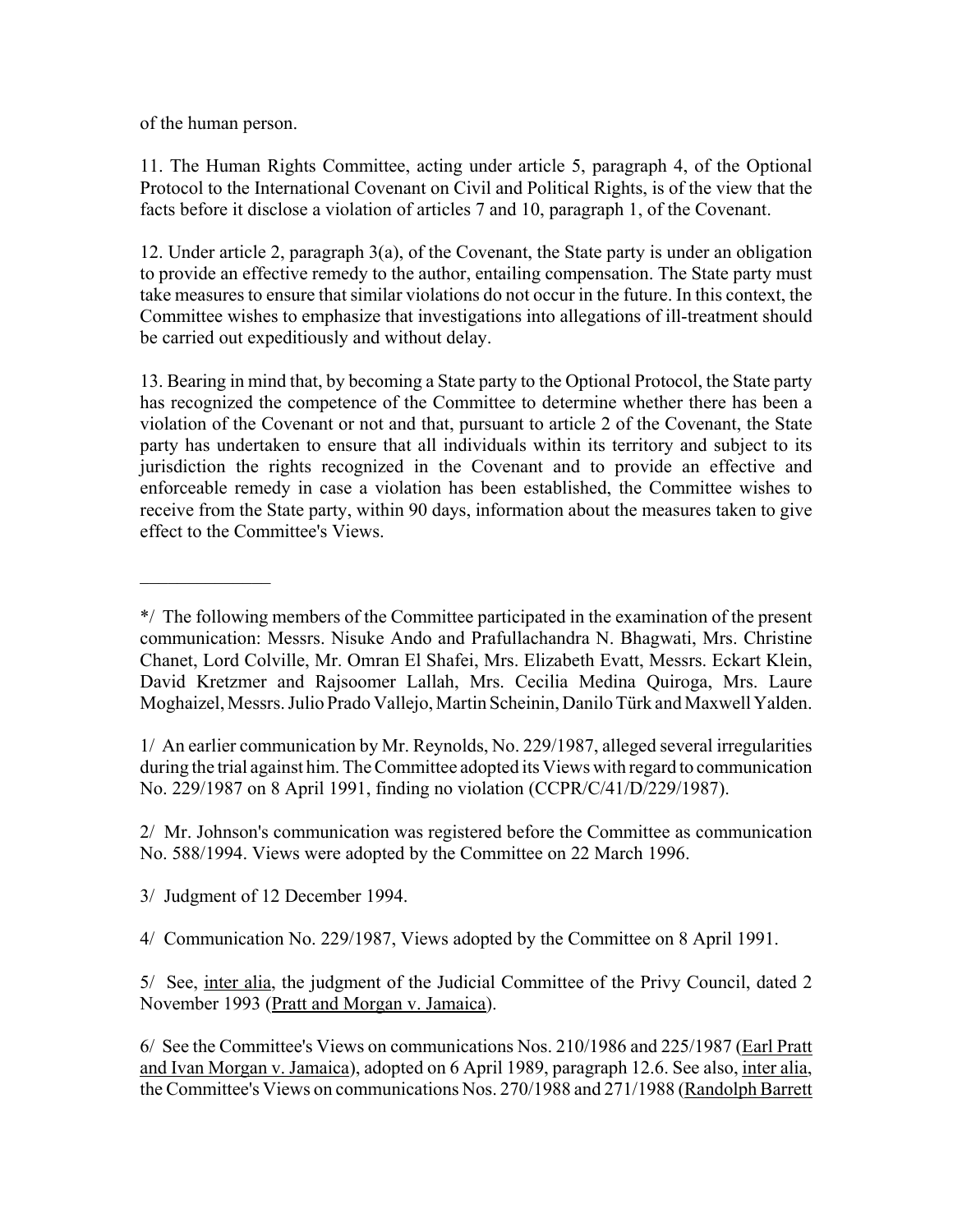of the human person.

11. The Human Rights Committee, acting under article 5, paragraph 4, of the Optional Protocol to the International Covenant on Civil and Political Rights, is of the view that the facts before it disclose a violation of articles 7 and 10, paragraph 1, of the Covenant.

12. Under article 2, paragraph 3(a), of the Covenant, the State party is under an obligation to provide an effective remedy to the author, entailing compensation. The State party must take measures to ensure that similar violations do not occur in the future. In this context, the Committee wishes to emphasize that investigations into allegations of ill-treatment should be carried out expeditiously and without delay.

13. Bearing in mind that, by becoming a State party to the Optional Protocol, the State party has recognized the competence of the Committee to determine whether there has been a violation of the Covenant or not and that, pursuant to article 2 of the Covenant, the State party has undertaken to ensure that all individuals within its territory and subject to its jurisdiction the rights recognized in the Covenant and to provide an effective and enforceable remedy in case a violation has been established, the Committee wishes to receive from the State party, within 90 days, information about the measures taken to give effect to the Committee's Views.

______________

*/ The following members of the Committee participated in the examination of the present communication: Messrs. Nisuke Ando and Prafullachandra N. Bhagwati, Mrs. Christine Chanet, Lord Colville, Mr. Omran El Shafei, Mrs. Elizabeth Evatt, Messrs. Eckart Klein, David Kretzmer and Rajsoomer Lallah, Mrs. Cecilia Medina Quiroga, Mrs. Laure Moghaizel, Messrs. Julio Prado Vallejo, Martin Scheinin, Danilo Türk and Maxwell Yalden.

1/ An earlier communication by Mr. Reynolds, No. 229/1987, alleged several irregularities during the trial against him. The Committee adopted its Views with regard to communication No. 229/1987 on 8 April 1991, finding no violation (CCPR/C/41/D/229/1987).

2/ Mr. Johnson's communication was registered before the Committee as communication No. 588/1994. Views were adopted by the Committee on 22 March 1996.

3/ Judgment of 12 December 1994.

4/ Communication No. 229/1987, Views adopted by the Committee on 8 April 1991.

5/ See, inter alia, the judgment of the Judicial Committee of the Privy Council, dated 2 November 1993 (Pratt and Morgan v. Jamaica).

6/ See the Committee's Views on communications Nos. 210/1986 and 225/1987 (Earl Pratt and Ivan Morgan v. Jamaica), adopted on 6 April 1989, paragraph 12.6. See also, inter alia, the Committee's Views on communications Nos. 270/1988 and 271/1988 (Randolph Barrett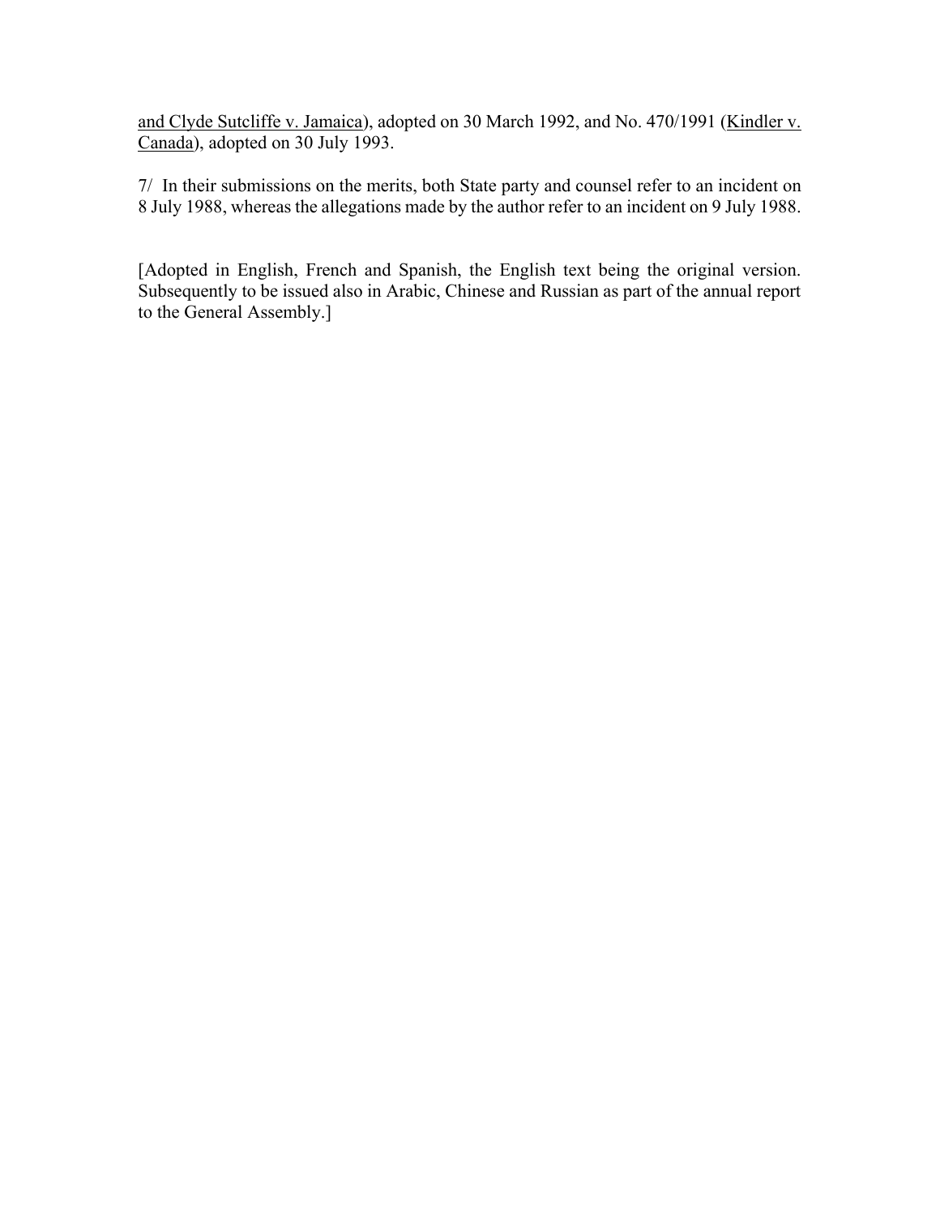and Clyde Sutcliffe v. Jamaica), adopted on 30 March 1992, and No. 470/1991 (Kindler v. Canada), adopted on 30 July 1993.

7/ In their submissions on the merits, both State party and counsel refer to an incident on 8 July 1988, whereas the allegations made by the author refer to an incident on 9 July 1988.

[Adopted in English, French and Spanish, the English text being the original version. Subsequently to be issued also in Arabic, Chinese and Russian as part of the annual report to the General Assembly.]